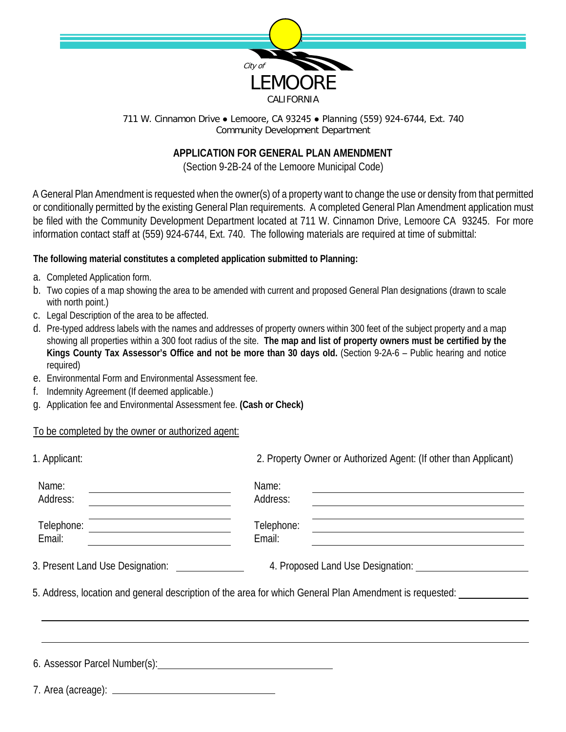City of
LEMOORE
CALIFORNIA

711 W. Cinnamon Drive ● Lemoore, CA 93245 ● Planning (559) 924-6744, Ext. 740
Community Development Department

## APPLICATION FOR GENERAL PLAN AMENDMENT

(Section 9-2B-24 of the Lemoore Municipal Code)

A General Plan Amendment is requested when the owner(s) of a property want to change the use or density from that permitted or conditionally permitted by the existing General Plan requirements. A completed General Plan Amendment application must be filed with the Community Development Department located at 711 W. Cinnamon Drive, Lemoore CA 93245. For more information contact staff at (559) 924-6744, Ext. 740. The following materials are required at time of submittal:

**The following material constitutes a completed application submitted to Planning:**

a. Completed Application form.
b. Two copies of a map showing the area to be amended with current and proposed General Plan designations (drawn to scale with north point.)
c. Legal Description of the area to be affected.
d. Pre-typed address labels with the names and addresses of property owners within 300 feet of the subject property and a map showing all properties within a 300 foot radius of the site. **The map and list of property owners must be certified by the Kings County Tax Assessor's Office and not be more than 30 days old.** (Section 9-2A-6 – Public hearing and notice required)
e. Environmental Form and Environmental Assessment fee.
f. Indemnity Agreement (If deemed applicable.)
g. Application fee and Environmental Assessment fee. **(Cash or Check)**

To be completed by the owner or authorized agent:

1. Applicant:

Name: ______________________
Address: ______________________
______________________
Telephone: ______________________
Email: ______________________

2. Property Owner or Authorized Agent: (If other than Applicant)

Name: ______________________
Address: ______________________
______________________
Telephone: ______________________
Email: ______________________

3. Present Land Use Designation: ____________

4. Proposed Land Use Designation: ____________

5. Address, location and general description of the area for which General Plan Amendment is requested: ____________

______________________________________________________________

______________________________________________________________

6. Assessor Parcel Number(s): ______________________

7. Area (acreage): ______________________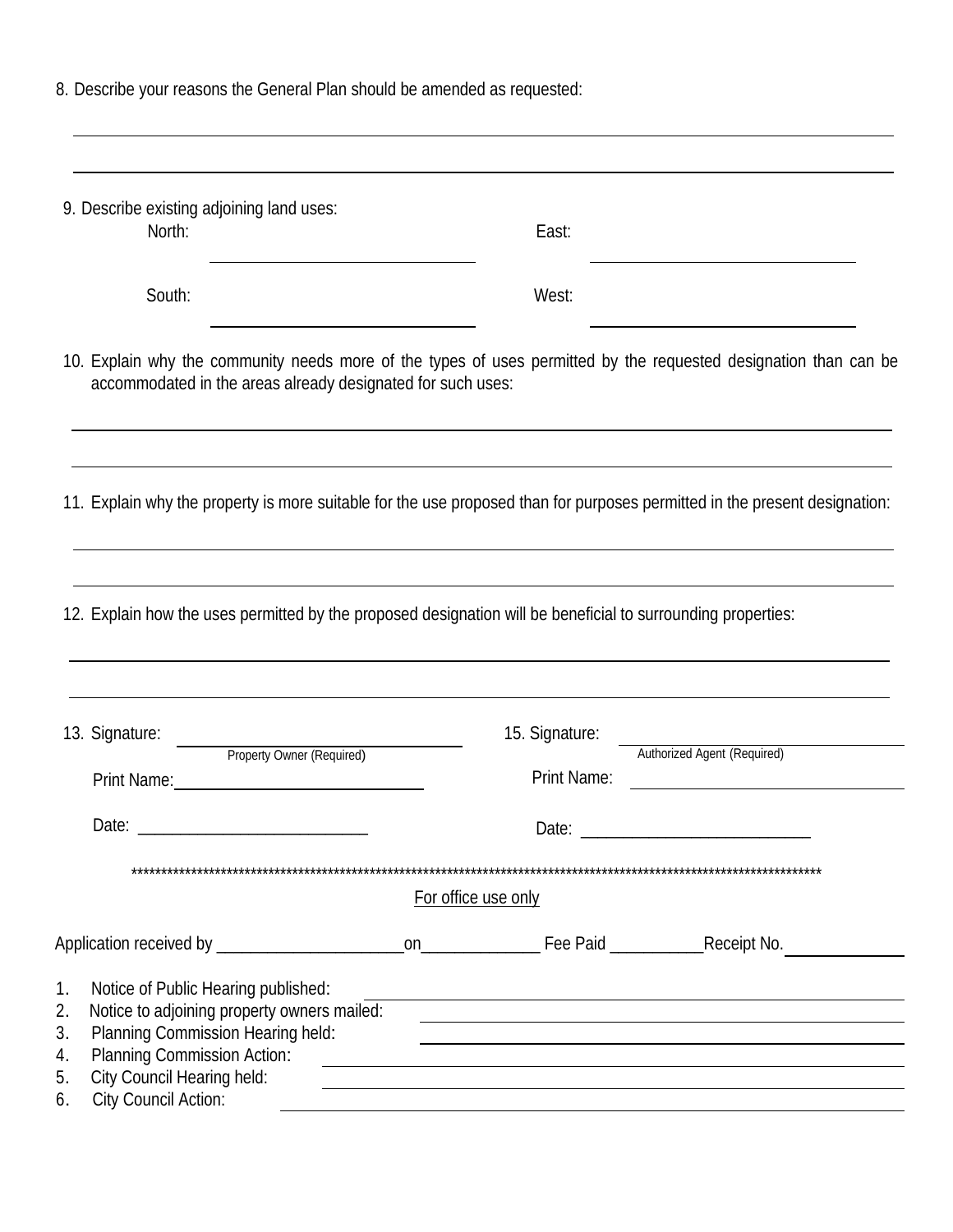8. Describe your reasons the General Plan should be amended as requested:

______________________________________________________________________________

______________________________________________________________________________

9. Describe existing adjoining land uses:

North: ______________________ East: ______________________

South: ______________________ West: ______________________

10. Explain why the community needs more of the types of uses permitted by the requested designation than can be accommodated in the areas already designated for such uses:

______________________________________________________________________________

______________________________________________________________________________

11. Explain why the property is more suitable for the use proposed than for purposes permitted in the present designation:

______________________________________________________________________________

______________________________________________________________________________

12. Explain how the uses permitted by the proposed designation will be beneficial to surrounding properties:

______________________________________________________________________________

______________________________________________________________________________

13. Signature: ______________________
Property Owner (Required)

Print Name: ______________________

Date: ______________________

15. Signature: ______________________
Authorized Agent (Required)

Print Name: ______________________

Date: ______________________

*****************************************************************************************************************

For office use only

Application received by ______________________on______________ Fee Paid ___________Receipt No. ______________

1. Notice of Public Hearing published: ______________________
2. Notice to adjoining property owners mailed: ______________________
3. Planning Commission Hearing held: ______________________
4. Planning Commission Action: ______________________
5. City Council Hearing held: ______________________
6. City Council Action: ______________________